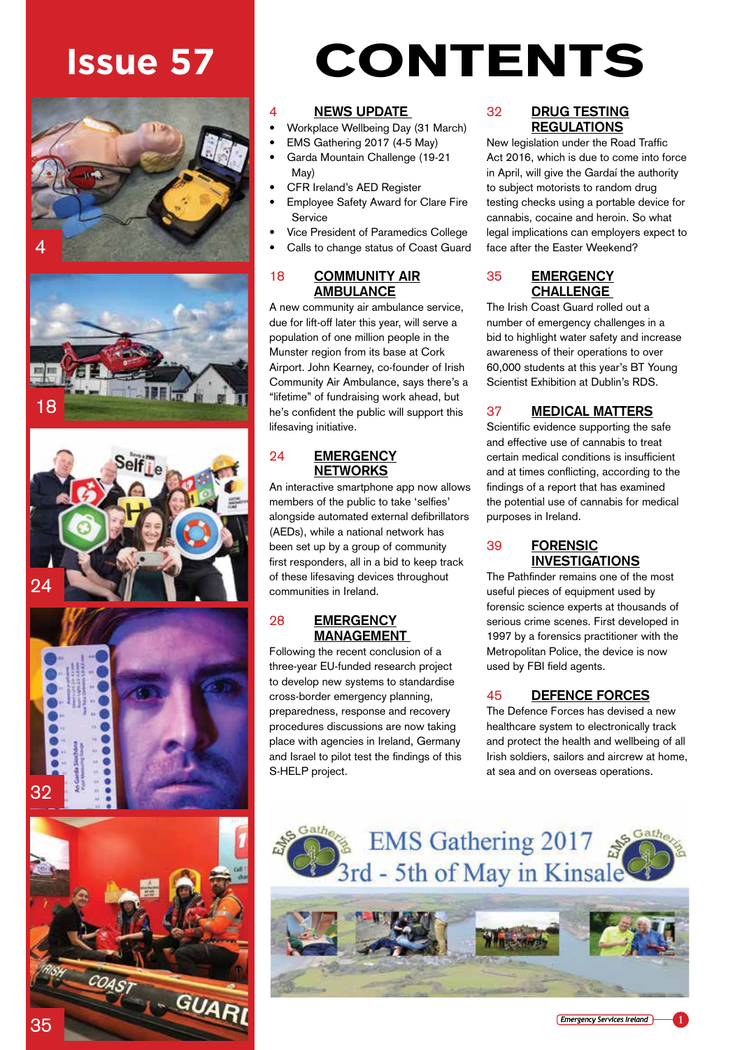# Issue 57

# CONTENTS

## 4 NEWS UPDATE

- Workplace Wellbeing Day (31 March)
- EMS Gathering 2017 (4-5 May)
- Garda Mountain Challenge (19-21 May)
- CFR Ireland's AED Register
- Employee Safety Award for Clare Fire Service
- Vice President of Paramedics College
- Calls to change status of Coast Guard

## 18 COMMUNITY AIR AMBULANCE

A new community air ambulance service, due for lift-off later this year, will serve a population of one million people in the Munster region from its base at Cork Airport. John Kearney, co-founder of Irish Community Air Ambulance, says there's a "lifetime" of fundraising work ahead, but he's confident the public will support this lifesaving initiative.

## 24 EMERGENCY NETWORKS

An interactive smartphone app now allows members of the public to take 'selfies' alongside automated external defibrillators (AEDs), while a national network has been set up by a group of community first responders, all in a bid to keep track of these lifesaving devices throughout communities in Ireland.

## 28 EMERGENCY MANAGEMENT

Following the recent conclusion of a three-year EU-funded research project to develop new systems to standardise cross-border emergency planning, preparedness, response and recovery procedures discussions are now taking place with agencies in Ireland, Germany and Israel to pilot test the findings of this S-HELP project.

## 32 DRUG TESTING REGULATIONS

New legislation under the Road Traffic Act 2016, which is due to come into force in April, will give the Gardaí the authority to subject motorists to random drug testing checks using a portable device for cannabis, cocaine and heroin. So what legal implications can employers expect to face after the Easter Weekend?

## 35 EMERGENCY CHALLENGE

The Irish Coast Guard rolled out a number of emergency challenges in a bid to highlight water safety and increase awareness of their operations to over 60,000 students at this year's BT Young Scientist Exhibition at Dublin's RDS.

## 37 MEDICAL MATTERS

Scientific evidence supporting the safe and effective use of cannabis to treat certain medical conditions is insufficient and at times conflicting, according to the findings of a report that has examined the potential use of cannabis for medical purposes in Ireland.

## 39 FORENSIC INVESTIGATIONS

The Pathfinder remains one of the most useful pieces of equipment used by forensic science experts at thousands of serious crime scenes. First developed in 1997 by a forensics practitioner with the Metropolitan Police, the device is now used by FBI field agents.

## 45 DEFENCE FORCES

The Defence Forces has devised a new healthcare system to electronically track and protect the health and wellbeing of all Irish soldiers, sailors and aircrew at home, at sea and on overseas operations.

EMS Gathering 2017
3rd - 5th of May in Kinsale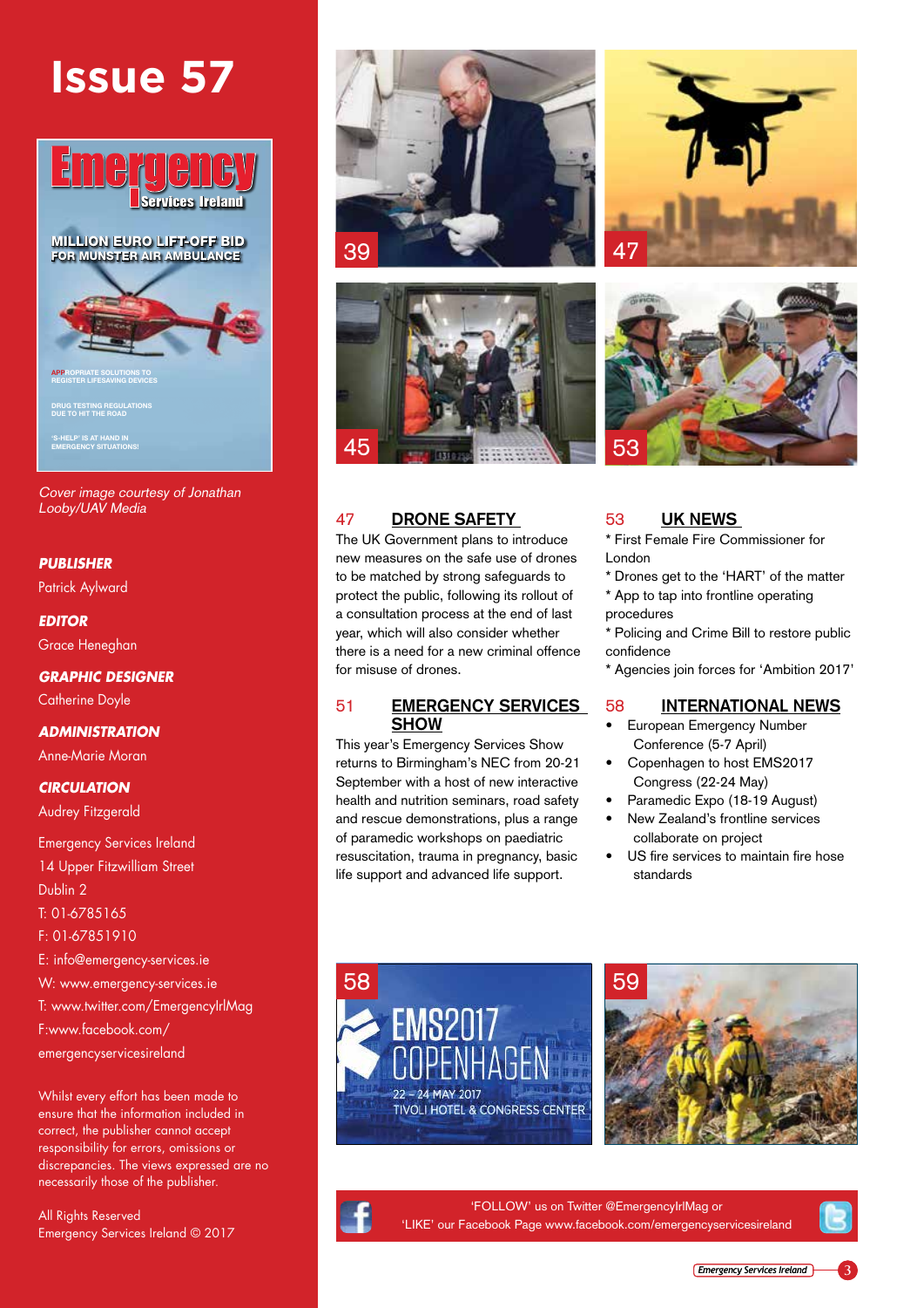# Issue 57

*Cover image courtesy of Jonathan Looby/UAV Media*

***PUBLISHER***
Patrick Aylward

***EDITOR***
Grace Heneghan

***GRAPHIC DESIGNER***
Catherine Doyle

***ADMINISTRATION***
Anne-Marie Moran

***CIRCULATION***
Audrey Fitzgerald

Emergency Services Ireland
14 Upper Fitzwilliam Street
Dublin 2
T: 01-6785165
F: 01-67851910
E: info@emergency-services.ie
W: www.emergency-services.ie
T: www.twitter.com/EmergencyIrlMag
F:www.facebook.com/emergencyservicesireland

Whilst every effort has been made to ensure that the information included in correct, the publisher cannot accept responsibility for errors, omissions or discrepancies. The views expressed are no necessarily those of the publisher.

All Rights Reserved
Emergency Services Ireland © 2017

39

47

45

53

## 47 DRONE SAFETY

The UK Government plans to introduce new measures on the safe use of drones to be matched by strong safeguards to protect the public, following its rollout of a consultation process at the end of last year, which will also consider whether there is a need for a new criminal offence for misuse of drones.

## 51 EMERGENCY SERVICES SHOW

This year's Emergency Services Show returns to Birmingham's NEC from 20-21 September with a host of new interactive health and nutrition seminars, road safety and rescue demonstrations, plus a range of paramedic workshops on paediatric resuscitation, trauma in pregnancy, basic life support and advanced life support.

## 53 UK NEWS

* First Female Fire Commissioner for London
* Drones get to the 'HART' of the matter
* App to tap into frontline operating procedures
* Policing and Crime Bill to restore public confidence
* Agencies join forces for 'Ambition 2017'

## 58 INTERNATIONAL NEWS

- European Emergency Number Conference (5-7 April)
- Copenhagen to host EMS2017 Congress (22-24 May)
- Paramedic Expo (18-19 August)
- New Zealand's frontline services collaborate on project
- US fire services to maintain fire hose standards

58

59

'FOLLOW' us on Twitter @EmergencyIrlMag or
'LIKE' our Facebook Page www.facebook.com/emergencyservicesireland